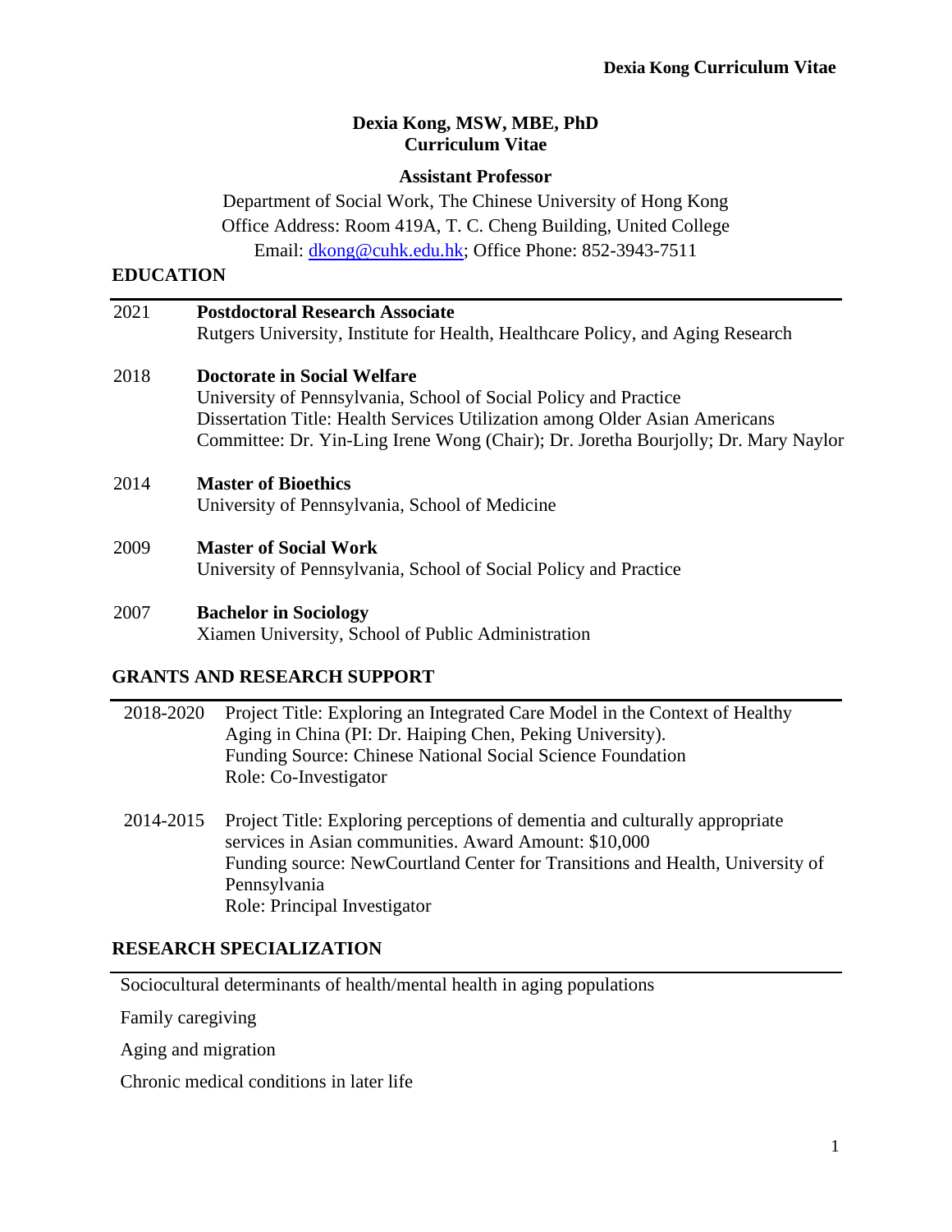# Dexia Kong, MSW, MBE, PhD
# Curriculum Vitae

**Assistant Professor**

Department of Social Work, The Chinese University of Hong Kong
Office Address: Room 419A, T. C. Cheng Building, United College
Email: dkong@cuhk.edu.hk; Office Phone: 852-3943-7511

## EDUCATION

2021 **Postdoctoral Research Associate**
Rutgers University, Institute for Health, Healthcare Policy, and Aging Research

2018 **Doctorate in Social Welfare**
University of Pennsylvania, School of Social Policy and Practice
Dissertation Title: Health Services Utilization among Older Asian Americans
Committee: Dr. Yin-Ling Irene Wong (Chair); Dr. Joretha Bourjolly; Dr. Mary Naylor

2014 **Master of Bioethics**
University of Pennsylvania, School of Medicine

2009 **Master of Social Work**
University of Pennsylvania, School of Social Policy and Practice

2007 **Bachelor in Sociology**
Xiamen University, School of Public Administration

## GRANTS AND RESEARCH SUPPORT

2018-2020 Project Title: Exploring an Integrated Care Model in the Context of Healthy Aging in China (PI: Dr. Haiping Chen, Peking University).
Funding Source: Chinese National Social Science Foundation
Role: Co-Investigator

2014-2015 Project Title: Exploring perceptions of dementia and culturally appropriate services in Asian communities. Award Amount: $10,000
Funding source: NewCourtland Center for Transitions and Health, University of Pennsylvania
Role: Principal Investigator

## RESEARCH SPECIALIZATION

Sociocultural determinants of health/mental health in aging populations

Family caregiving

Aging and migration

Chronic medical conditions in later life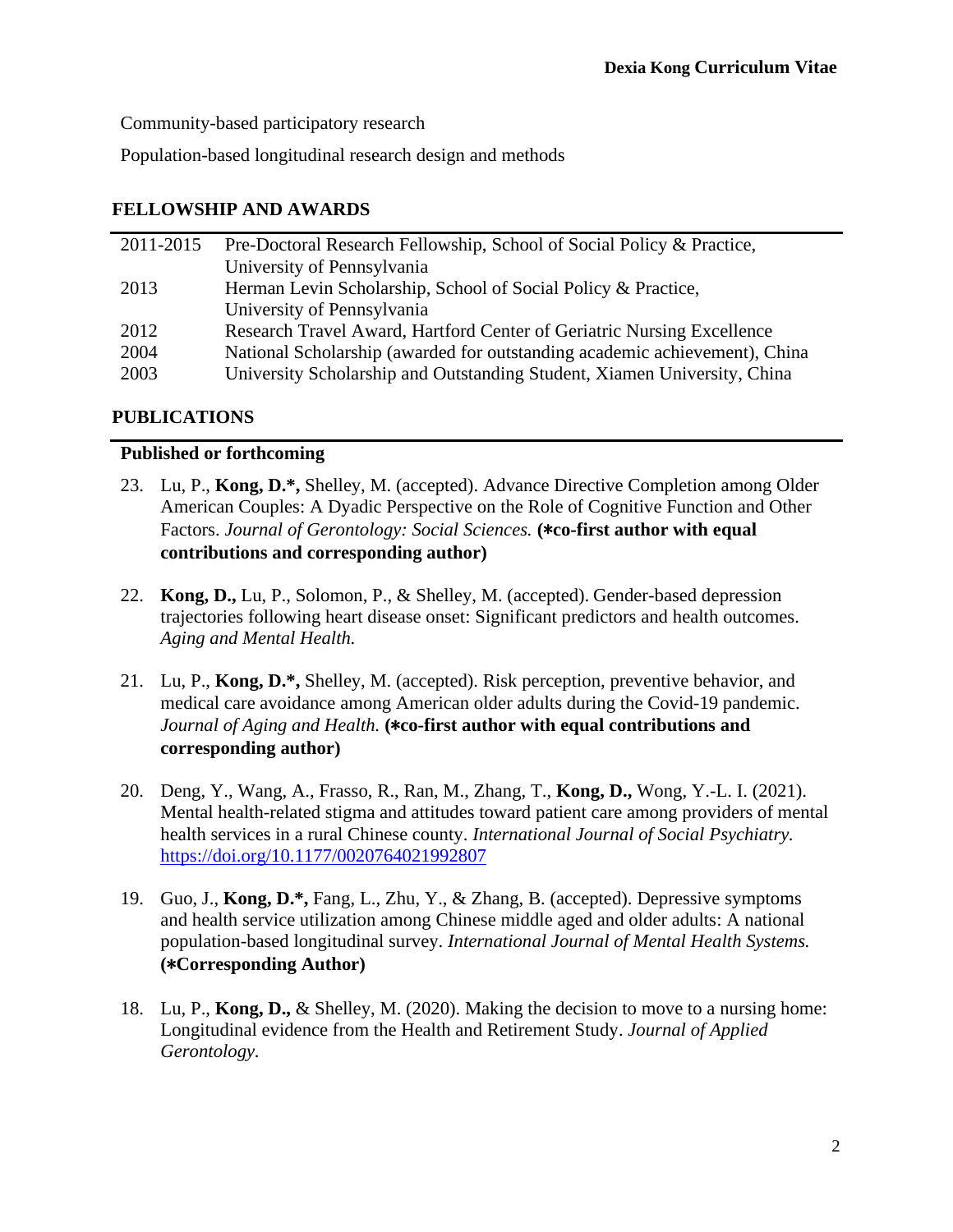Community-based participatory research

Population-based longitudinal research design and methods

## FELLOWSHIP AND AWARDS

| | |
|---|---|
| 2011-2015 | Pre-Doctoral Research Fellowship, School of Social Policy & Practice, University of Pennsylvania |
| 2013 | Herman Levin Scholarship, School of Social Policy & Practice, University of Pennsylvania |
| 2012 | Research Travel Award, Hartford Center of Geriatric Nursing Excellence |
| 2004 | National Scholarship (awarded for outstanding academic achievement), China |
| 2003 | University Scholarship and Outstanding Student, Xiamen University, China |

## PUBLICATIONS

### Published or forthcoming

23. Lu, P., **Kong, D.*,** Shelley, M. (accepted). Advance Directive Completion among Older American Couples: A Dyadic Perspective on the Role of Cognitive Function and Other Factors. *Journal of Gerontology: Social Sciences.* **(*co-first author with equal contributions and corresponding author)**

22. **Kong, D.,** Lu, P., Solomon, P., & Shelley, M. (accepted). Gender-based depression trajectories following heart disease onset: Significant predictors and health outcomes. *Aging and Mental Health.*

21. Lu, P., **Kong, D.*,** Shelley, M. (accepted). Risk perception, preventive behavior, and medical care avoidance among American older adults during the Covid-19 pandemic. *Journal of Aging and Health.* **(*co-first author with equal contributions and corresponding author)**

20. Deng, Y., Wang, A., Frasso, R., Ran, M., Zhang, T., **Kong, D.,** Wong, Y.-L. I. (2021). Mental health-related stigma and attitudes toward patient care among providers of mental health services in a rural Chinese county. *International Journal of Social Psychiatry.* https://doi.org/10.1177/0020764021992807

19. Guo, J., **Kong, D.*,** Fang, L., Zhu, Y., & Zhang, B. (accepted). Depressive symptoms and health service utilization among Chinese middle aged and older adults: A national population-based longitudinal survey. *International Journal of Mental Health Systems.* **(*Corresponding Author)**

18. Lu, P., **Kong, D.,** & Shelley, M. (2020). Making the decision to move to a nursing home: Longitudinal evidence from the Health and Retirement Study. *Journal of Applied Gerontology.*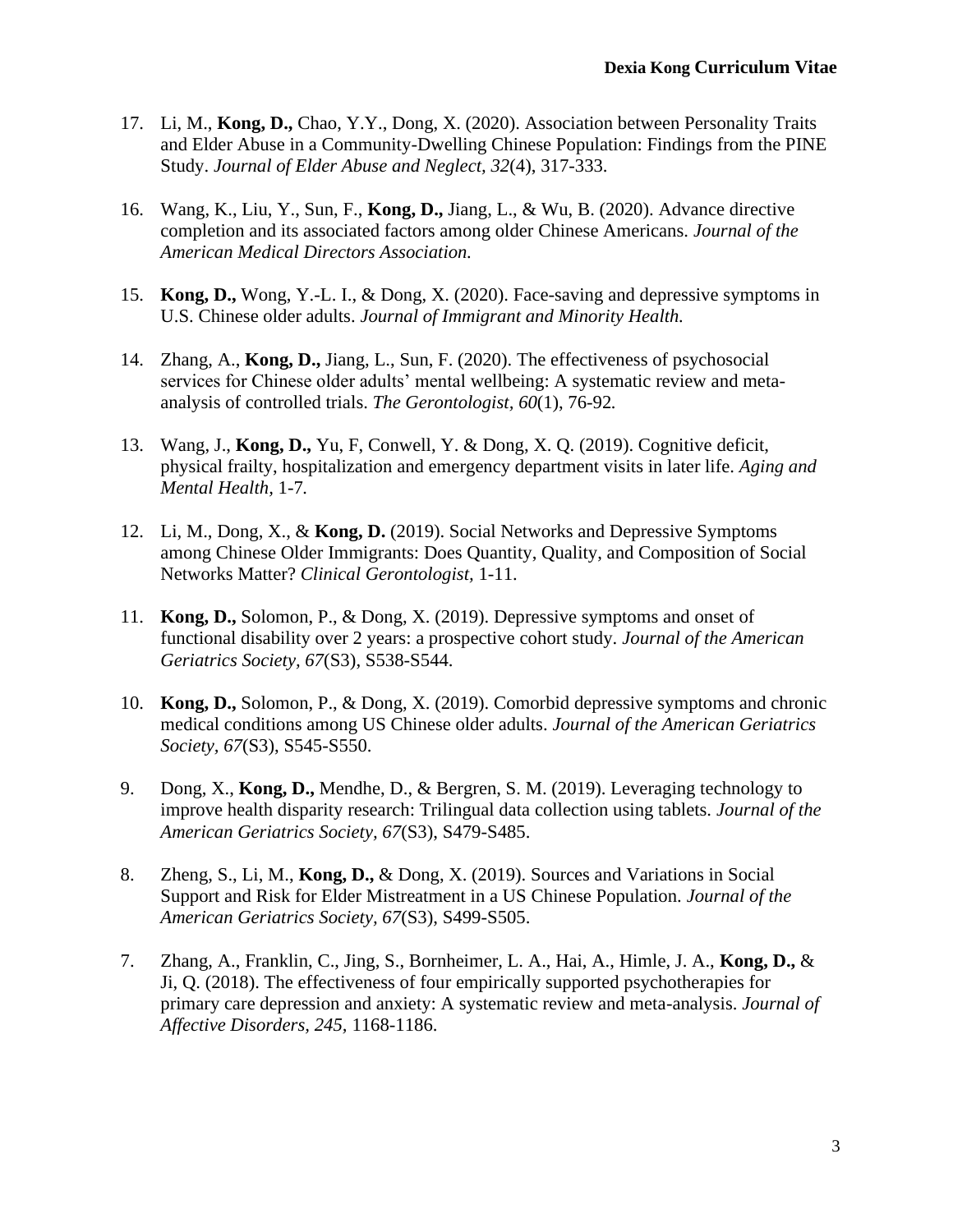17. Li, M., **Kong, D.,** Chao, Y.Y., Dong, X. (2020). Association between Personality Traits and Elder Abuse in a Community-Dwelling Chinese Population: Findings from the PINE Study. *Journal of Elder Abuse and Neglect, 32*(4), 317-333.

16. Wang, K., Liu, Y., Sun, F., **Kong, D.,** Jiang, L., & Wu, B. (2020). Advance directive completion and its associated factors among older Chinese Americans. *Journal of the American Medical Directors Association.*

15. **Kong, D.,** Wong, Y.-L. I., & Dong, X. (2020). Face-saving and depressive symptoms in U.S. Chinese older adults. *Journal of Immigrant and Minority Health.*

14. Zhang, A., **Kong, D.,** Jiang, L., Sun, F. (2020). The effectiveness of psychosocial services for Chinese older adults' mental wellbeing: A systematic review and meta-analysis of controlled trials. *The Gerontologist, 60*(1), 76-92.

13. Wang, J., **Kong, D.,** Yu, F, Conwell, Y. & Dong, X. Q. (2019). Cognitive deficit, physical frailty, hospitalization and emergency department visits in later life. *Aging and Mental Health*, 1-7.

12. Li, M., Dong, X., & **Kong, D.** (2019). Social Networks and Depressive Symptoms among Chinese Older Immigrants: Does Quantity, Quality, and Composition of Social Networks Matter? *Clinical Gerontologist,* 1-11.

11. **Kong, D.,** Solomon, P., & Dong, X. (2019). Depressive symptoms and onset of functional disability over 2 years: a prospective cohort study. *Journal of the American Geriatrics Society, 67*(S3), S538-S544.

10. **Kong, D.,** Solomon, P., & Dong, X. (2019). Comorbid depressive symptoms and chronic medical conditions among US Chinese older adults. *Journal of the American Geriatrics Society, 67*(S3), S545-S550.

9. Dong, X., **Kong, D.,** Mendhe, D., & Bergren, S. M. (2019). Leveraging technology to improve health disparity research: Trilingual data collection using tablets. *Journal of the American Geriatrics Society, 67*(S3), S479-S485.

8. Zheng, S., Li, M., **Kong, D.,** & Dong, X. (2019). Sources and Variations in Social Support and Risk for Elder Mistreatment in a US Chinese Population. *Journal of the American Geriatrics Society, 67*(S3), S499-S505.

7. Zhang, A., Franklin, C., Jing, S., Bornheimer, L. A., Hai, A., Himle, J. A., **Kong, D.,** & Ji, Q. (2018). The effectiveness of four empirically supported psychotherapies for primary care depression and anxiety: A systematic review and meta-analysis. *Journal of Affective Disorders, 245*, 1168-1186.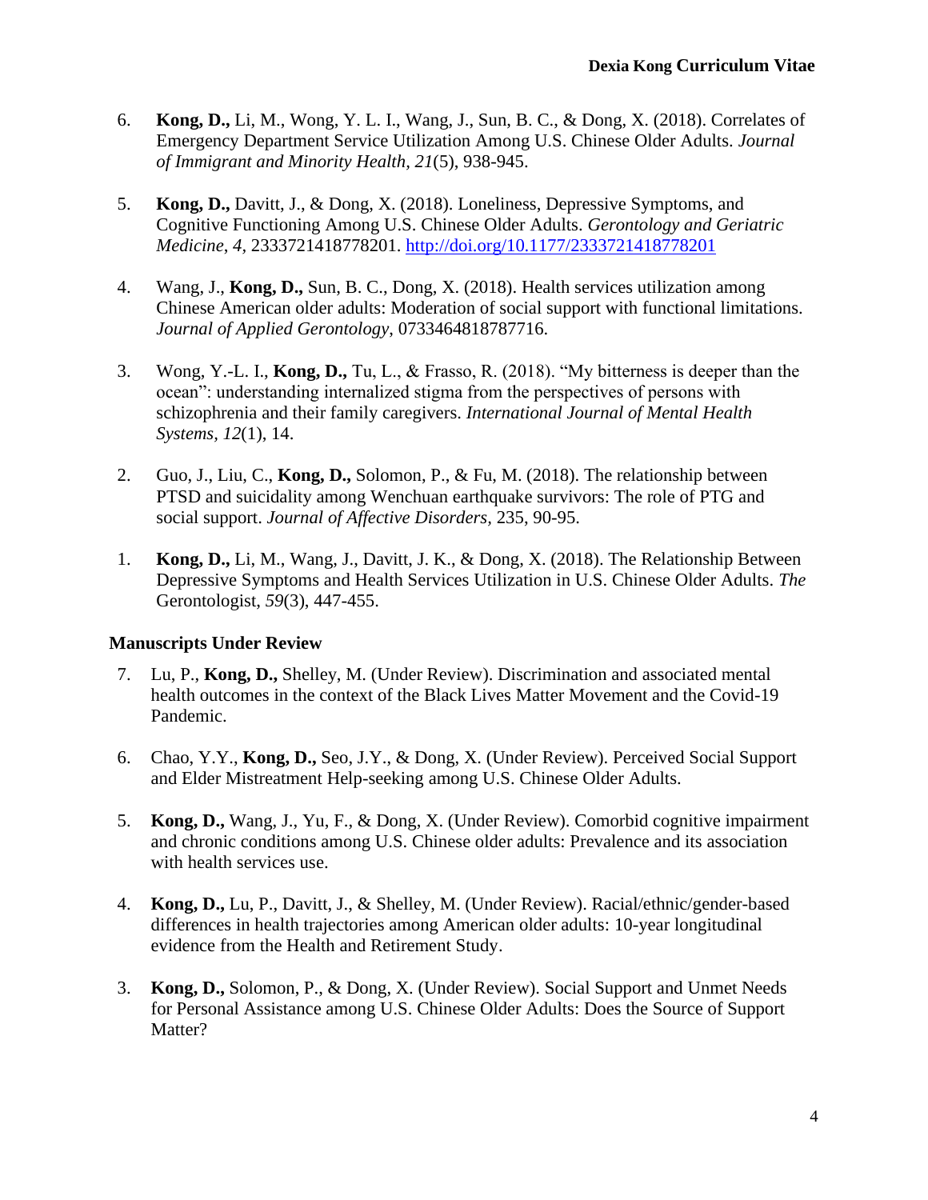6. **Kong, D.,** Li, M., Wong, Y. L. I., Wang, J., Sun, B. C., & Dong, X. (2018). Correlates of Emergency Department Service Utilization Among U.S. Chinese Older Adults. *Journal of Immigrant and Minority Health*, *21*(5), 938-945.

5. **Kong, D.,** Davitt, J., & Dong, X. (2018). Loneliness, Depressive Symptoms, and Cognitive Functioning Among U.S. Chinese Older Adults. *Gerontology and Geriatric Medicine*, *4*, 2333721418778201. http://doi.org/10.1177/2333721418778201

4. Wang, J., **Kong, D.,** Sun, B. C., Dong, X. (2018). Health services utilization among Chinese American older adults: Moderation of social support with functional limitations. *Journal of Applied Gerontology*, 0733464818787716.

3. Wong, Y.-L. I., **Kong, D.,** Tu, L., & Frasso, R. (2018). "My bitterness is deeper than the ocean": understanding internalized stigma from the perspectives of persons with schizophrenia and their family caregivers. *International Journal of Mental Health Systems*, *12*(1), 14.

2. Guo, J., Liu, C., **Kong, D.,** Solomon, P., & Fu, M. (2018). The relationship between PTSD and suicidality among Wenchuan earthquake survivors: The role of PTG and social support. *Journal of Affective Disorders*, 235, 90-95.

1. **Kong, D.,** Li, M., Wang, J., Davitt, J. K., & Dong, X. (2018). The Relationship Between Depressive Symptoms and Health Services Utilization in U.S. Chinese Older Adults. *The* Gerontologist, *59*(3), 447-455.

### Manuscripts Under Review

7. Lu, P., **Kong, D.,** Shelley, M. (Under Review). Discrimination and associated mental health outcomes in the context of the Black Lives Matter Movement and the Covid-19 Pandemic.

6. Chao, Y.Y., **Kong, D.,** Seo, J.Y., & Dong, X. (Under Review). Perceived Social Support and Elder Mistreatment Help-seeking among U.S. Chinese Older Adults.

5. **Kong, D.,** Wang, J., Yu, F., & Dong, X. (Under Review). Comorbid cognitive impairment and chronic conditions among U.S. Chinese older adults: Prevalence and its association with health services use.

4. **Kong, D.,** Lu, P., Davitt, J., & Shelley, M. (Under Review). Racial/ethnic/gender-based differences in health trajectories among American older adults: 10-year longitudinal evidence from the Health and Retirement Study.

3. **Kong, D.,** Solomon, P., & Dong, X. (Under Review). Social Support and Unmet Needs for Personal Assistance among U.S. Chinese Older Adults: Does the Source of Support Matter?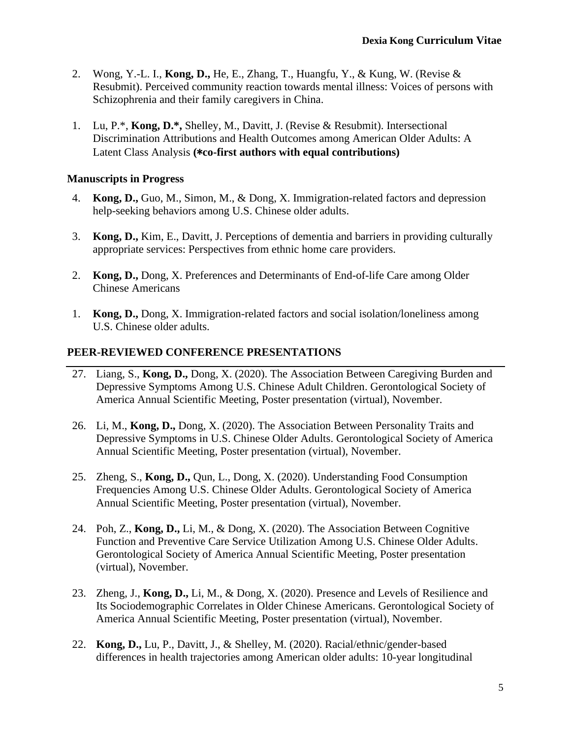2. Wong, Y.-L. I., **Kong, D.,** He, E., Zhang, T., Huangfu, Y., & Kung, W. (Revise & Resubmit). Perceived community reaction towards mental illness: Voices of persons with Schizophrenia and their family caregivers in China.

1. Lu, P.*, **Kong, D.*,** Shelley, M., Davitt, J. (Revise & Resubmit). Intersectional Discrimination Attributions and Health Outcomes among American Older Adults: A Latent Class Analysis **(*co-first authors with equal contributions)**

### Manuscripts in Progress

4. **Kong, D.,** Guo, M., Simon, M., & Dong, X. Immigration-related factors and depression help-seeking behaviors among U.S. Chinese older adults.

3. **Kong, D.,** Kim, E., Davitt, J. Perceptions of dementia and barriers in providing culturally appropriate services: Perspectives from ethnic home care providers.

2. **Kong, D.,** Dong, X. Preferences and Determinants of End-of-life Care among Older Chinese Americans

1. **Kong, D.,** Dong, X. Immigration-related factors and social isolation/loneliness among U.S. Chinese older adults.

## PEER-REVIEWED CONFERENCE PRESENTATIONS

27. Liang, S., **Kong, D.,** Dong, X. (2020). The Association Between Caregiving Burden and Depressive Symptoms Among U.S. Chinese Adult Children. Gerontological Society of America Annual Scientific Meeting, Poster presentation (virtual), November.

26. Li, M., **Kong, D.,** Dong, X. (2020). The Association Between Personality Traits and Depressive Symptoms in U.S. Chinese Older Adults. Gerontological Society of America Annual Scientific Meeting, Poster presentation (virtual), November.

25. Zheng, S., **Kong, D.,** Qun, L., Dong, X. (2020). Understanding Food Consumption Frequencies Among U.S. Chinese Older Adults. Gerontological Society of America Annual Scientific Meeting, Poster presentation (virtual), November.

24. Poh, Z., **Kong, D.,** Li, M., & Dong, X. (2020). The Association Between Cognitive Function and Preventive Care Service Utilization Among U.S. Chinese Older Adults. Gerontological Society of America Annual Scientific Meeting, Poster presentation (virtual), November.

23. Zheng, J., **Kong, D.,** Li, M., & Dong, X. (2020). Presence and Levels of Resilience and Its Sociodemographic Correlates in Older Chinese Americans. Gerontological Society of America Annual Scientific Meeting, Poster presentation (virtual), November.

22. **Kong, D.,** Lu, P., Davitt, J., & Shelley, M. (2020). Racial/ethnic/gender-based differences in health trajectories among American older adults: 10-year longitudinal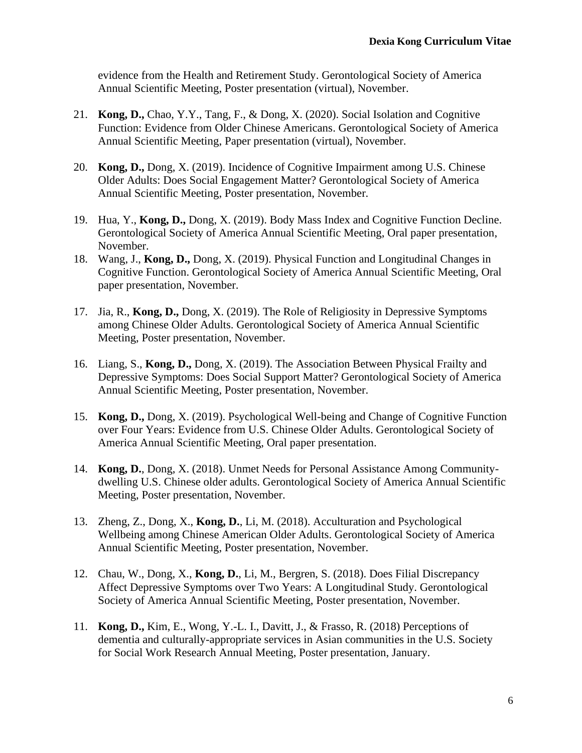evidence from the Health and Retirement Study. Gerontological Society of America Annual Scientific Meeting, Poster presentation (virtual), November.

21. **Kong, D.,** Chao, Y.Y., Tang, F., & Dong, X. (2020). Social Isolation and Cognitive Function: Evidence from Older Chinese Americans. Gerontological Society of America Annual Scientific Meeting, Paper presentation (virtual), November.

20. **Kong, D.,** Dong, X. (2019). Incidence of Cognitive Impairment among U.S. Chinese Older Adults: Does Social Engagement Matter? Gerontological Society of America Annual Scientific Meeting, Poster presentation, November.

19. Hua, Y., **Kong, D.,** Dong, X. (2019). Body Mass Index and Cognitive Function Decline. Gerontological Society of America Annual Scientific Meeting, Oral paper presentation, November.

18. Wang, J., **Kong, D.,** Dong, X. (2019). Physical Function and Longitudinal Changes in Cognitive Function. Gerontological Society of America Annual Scientific Meeting, Oral paper presentation, November.

17. Jia, R., **Kong, D.,** Dong, X. (2019). The Role of Religiosity in Depressive Symptoms among Chinese Older Adults. Gerontological Society of America Annual Scientific Meeting, Poster presentation, November.

16. Liang, S., **Kong, D.,** Dong, X. (2019). The Association Between Physical Frailty and Depressive Symptoms: Does Social Support Matter? Gerontological Society of America Annual Scientific Meeting, Poster presentation, November.

15. **Kong, D.,** Dong, X. (2019). Psychological Well-being and Change of Cognitive Function over Four Years: Evidence from U.S. Chinese Older Adults. Gerontological Society of America Annual Scientific Meeting, Oral paper presentation.

14. **Kong, D.**, Dong, X. (2018). Unmet Needs for Personal Assistance Among Community-dwelling U.S. Chinese older adults. Gerontological Society of America Annual Scientific Meeting, Poster presentation, November.

13. Zheng, Z., Dong, X., **Kong, D.**, Li, M. (2018). Acculturation and Psychological Wellbeing among Chinese American Older Adults. Gerontological Society of America Annual Scientific Meeting, Poster presentation, November.

12. Chau, W., Dong, X., **Kong, D.**, Li, M., Bergren, S. (2018). Does Filial Discrepancy Affect Depressive Symptoms over Two Years: A Longitudinal Study. Gerontological Society of America Annual Scientific Meeting, Poster presentation, November.

11. **Kong, D.,** Kim, E., Wong, Y.-L. I., Davitt, J., & Frasso, R. (2018) Perceptions of dementia and culturally-appropriate services in Asian communities in the U.S. Society for Social Work Research Annual Meeting, Poster presentation, January.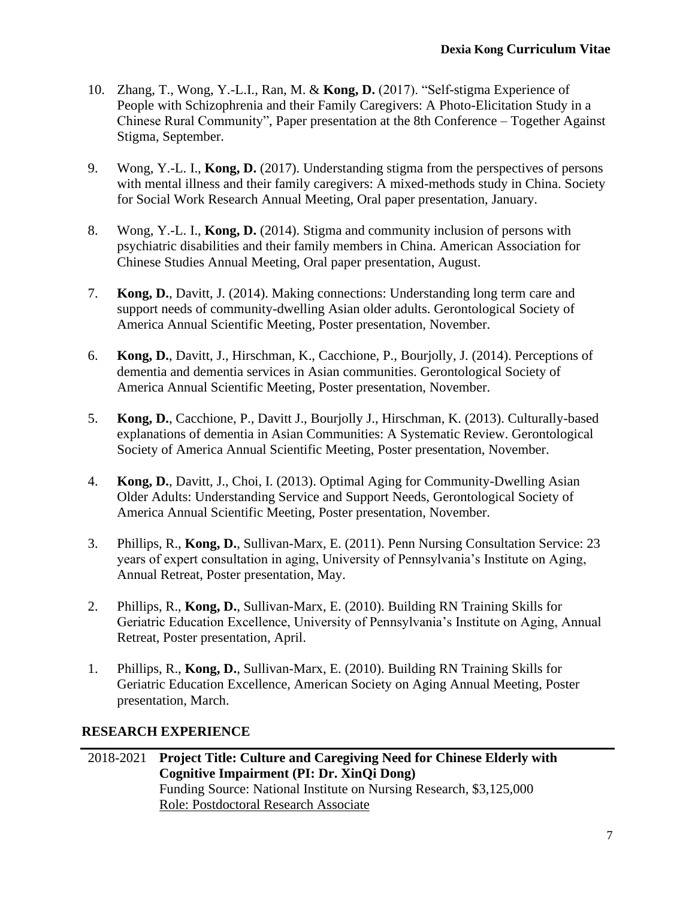10. Zhang, T., Wong, Y.-L.I., Ran, M. & **Kong, D.** (2017). "Self-stigma Experience of People with Schizophrenia and their Family Caregivers: A Photo-Elicitation Study in a Chinese Rural Community", Paper presentation at the 8th Conference – Together Against Stigma, September.

9. Wong, Y.-L. I., **Kong, D.** (2017). Understanding stigma from the perspectives of persons with mental illness and their family caregivers: A mixed-methods study in China. Society for Social Work Research Annual Meeting, Oral paper presentation, January.

8. Wong, Y.-L. I., **Kong, D.** (2014). Stigma and community inclusion of persons with psychiatric disabilities and their family members in China. American Association for Chinese Studies Annual Meeting, Oral paper presentation, August.

7. **Kong, D.**, Davitt, J. (2014). Making connections: Understanding long term care and support needs of community-dwelling Asian older adults. Gerontological Society of America Annual Scientific Meeting, Poster presentation, November.

6. **Kong, D.**, Davitt, J., Hirschman, K., Cacchione, P., Bourjolly, J. (2014). Perceptions of dementia and dementia services in Asian communities. Gerontological Society of America Annual Scientific Meeting, Poster presentation, November.

5. **Kong, D.**, Cacchione, P., Davitt J., Bourjolly J., Hirschman, K. (2013). Culturally-based explanations of dementia in Asian Communities: A Systematic Review. Gerontological Society of America Annual Scientific Meeting, Poster presentation, November.

4. **Kong, D.**, Davitt, J., Choi, I. (2013). Optimal Aging for Community-Dwelling Asian Older Adults: Understanding Service and Support Needs, Gerontological Society of America Annual Scientific Meeting, Poster presentation, November.

3. Phillips, R., **Kong, D.**, Sullivan-Marx, E. (2011). Penn Nursing Consultation Service: 23 years of expert consultation in aging, University of Pennsylvania's Institute on Aging, Annual Retreat, Poster presentation, May.

2. Phillips, R., **Kong, D.**, Sullivan-Marx, E. (2010). Building RN Training Skills for Geriatric Education Excellence, University of Pennsylvania's Institute on Aging, Annual Retreat, Poster presentation, April.

1. Phillips, R., **Kong, D.**, Sullivan-Marx, E. (2010). Building RN Training Skills for Geriatric Education Excellence, American Society on Aging Annual Meeting, Poster presentation, March.

## RESEARCH EXPERIENCE

2018-2021 **Project Title: Culture and Caregiving Need for Chinese Elderly with Cognitive Impairment (PI: Dr. XinQi Dong)**
Funding Source: National Institute on Nursing Research, $3,125,000
Role: Postdoctoral Research Associate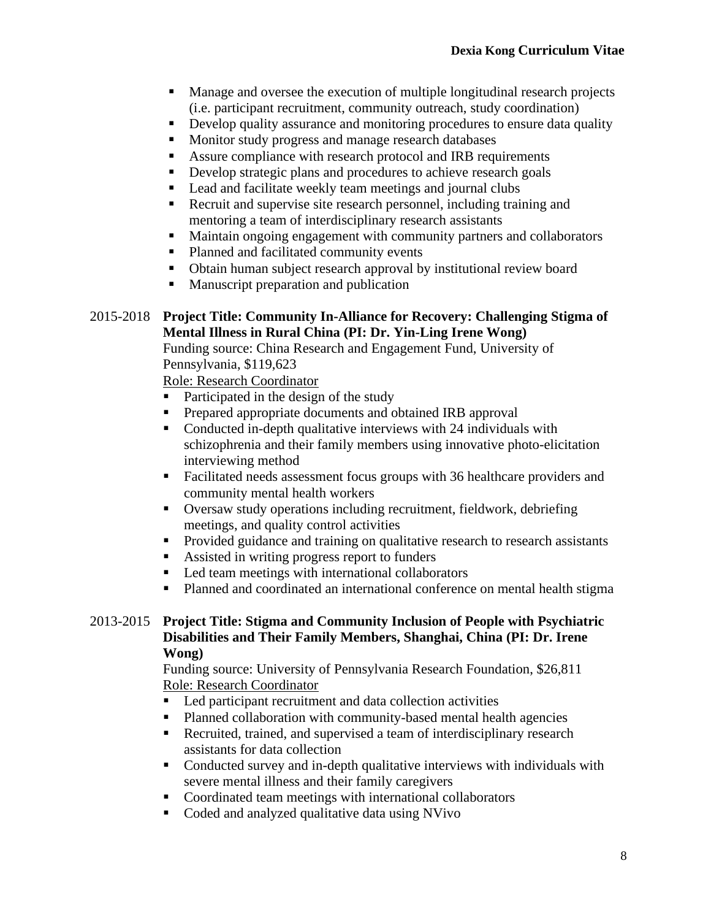- Manage and oversee the execution of multiple longitudinal research projects (i.e. participant recruitment, community outreach, study coordination)
- Develop quality assurance and monitoring procedures to ensure data quality
- Monitor study progress and manage research databases
- Assure compliance with research protocol and IRB requirements
- Develop strategic plans and procedures to achieve research goals
- Lead and facilitate weekly team meetings and journal clubs
- Recruit and supervise site research personnel, including training and mentoring a team of interdisciplinary research assistants
- Maintain ongoing engagement with community partners and collaborators
- Planned and facilitated community events
- Obtain human subject research approval by institutional review board
- Manuscript preparation and publication

2015-2018 **Project Title: Community In-Alliance for Recovery: Challenging Stigma of Mental Illness in Rural China (PI: Dr. Yin-Ling Irene Wong)**

Funding source: China Research and Engagement Fund, University of Pennsylvania, $119,623

Role: Research Coordinator

- Participated in the design of the study
- Prepared appropriate documents and obtained IRB approval
- Conducted in-depth qualitative interviews with 24 individuals with schizophrenia and their family members using innovative photo-elicitation interviewing method
- Facilitated needs assessment focus groups with 36 healthcare providers and community mental health workers
- Oversaw study operations including recruitment, fieldwork, debriefing meetings, and quality control activities
- Provided guidance and training on qualitative research to research assistants
- Assisted in writing progress report to funders
- Led team meetings with international collaborators
- Planned and coordinated an international conference on mental health stigma

2013-2015 **Project Title: Stigma and Community Inclusion of People with Psychiatric Disabilities and Their Family Members, Shanghai, China (PI: Dr. Irene Wong)**

Funding source: University of Pennsylvania Research Foundation, $26,811

Role: Research Coordinator

- Led participant recruitment and data collection activities
- Planned collaboration with community-based mental health agencies
- Recruited, trained, and supervised a team of interdisciplinary research assistants for data collection
- Conducted survey and in-depth qualitative interviews with individuals with severe mental illness and their family caregivers
- Coordinated team meetings with international collaborators
- Coded and analyzed qualitative data using NVivo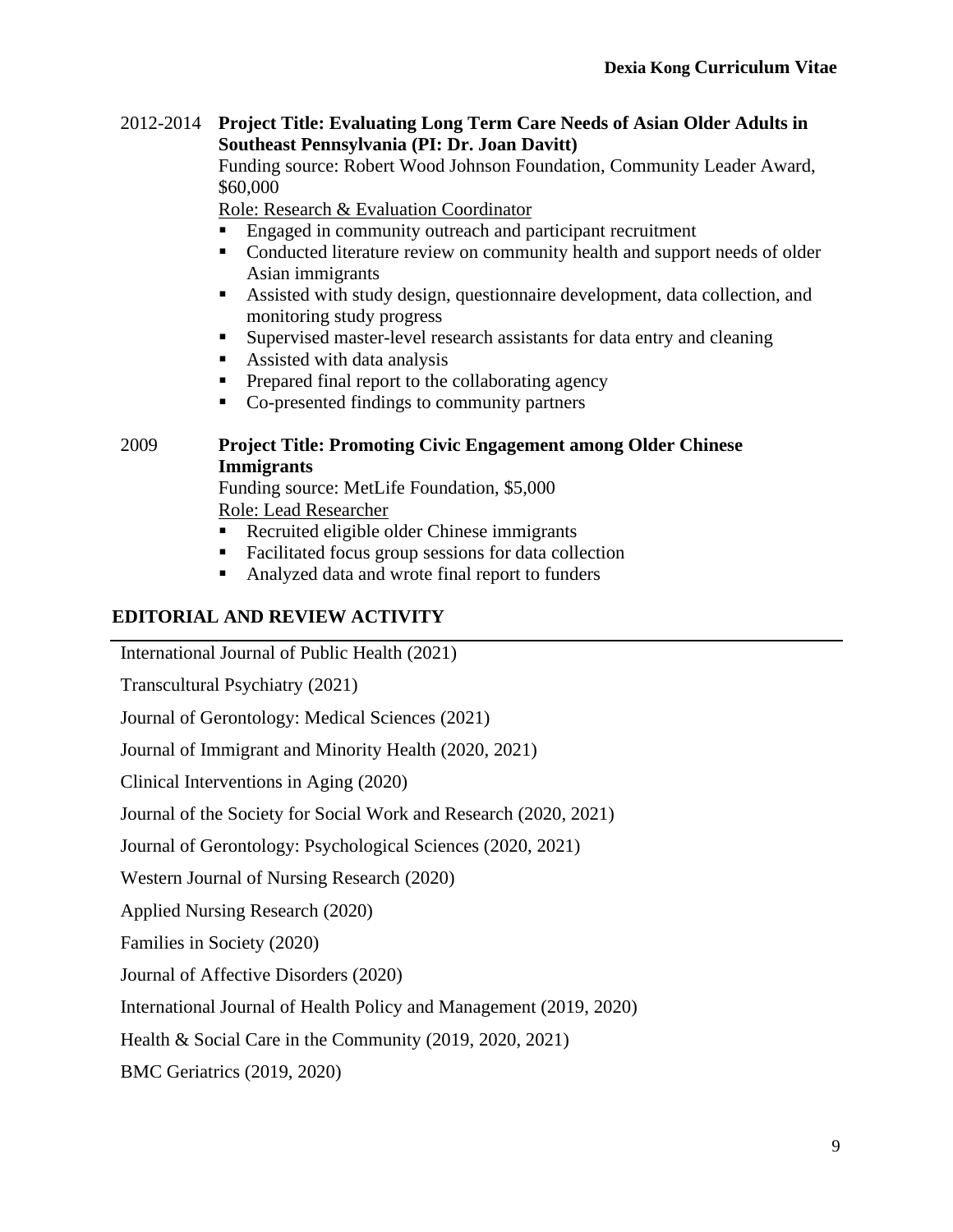2012-2014 **Project Title: Evaluating Long Term Care Needs of Asian Older Adults in Southeast Pennsylvania (PI: Dr. Joan Davitt)**

Funding source: Robert Wood Johnson Foundation, Community Leader Award, $60,000

Role: Research & Evaluation Coordinator

- Engaged in community outreach and participant recruitment
- Conducted literature review on community health and support needs of older Asian immigrants
- Assisted with study design, questionnaire development, data collection, and monitoring study progress
- Supervised master-level research assistants for data entry and cleaning
- Assisted with data analysis
- Prepared final report to the collaborating agency
- Co-presented findings to community partners

2009 **Project Title: Promoting Civic Engagement among Older Chinese Immigrants**

Funding source: MetLife Foundation, $5,000

Role: Lead Researcher

- Recruited eligible older Chinese immigrants
- Facilitated focus group sessions for data collection
- Analyzed data and wrote final report to funders

## EDITORIAL AND REVIEW ACTIVITY

International Journal of Public Health (2021)

Transcultural Psychiatry (2021)

Journal of Gerontology: Medical Sciences (2021)

Journal of Immigrant and Minority Health (2020, 2021)

Clinical Interventions in Aging (2020)

Journal of the Society for Social Work and Research (2020, 2021)

Journal of Gerontology: Psychological Sciences (2020, 2021)

Western Journal of Nursing Research (2020)

Applied Nursing Research (2020)

Families in Society (2020)

Journal of Affective Disorders (2020)

International Journal of Health Policy and Management (2019, 2020)

Health & Social Care in the Community (2019, 2020, 2021)

BMC Geriatrics (2019, 2020)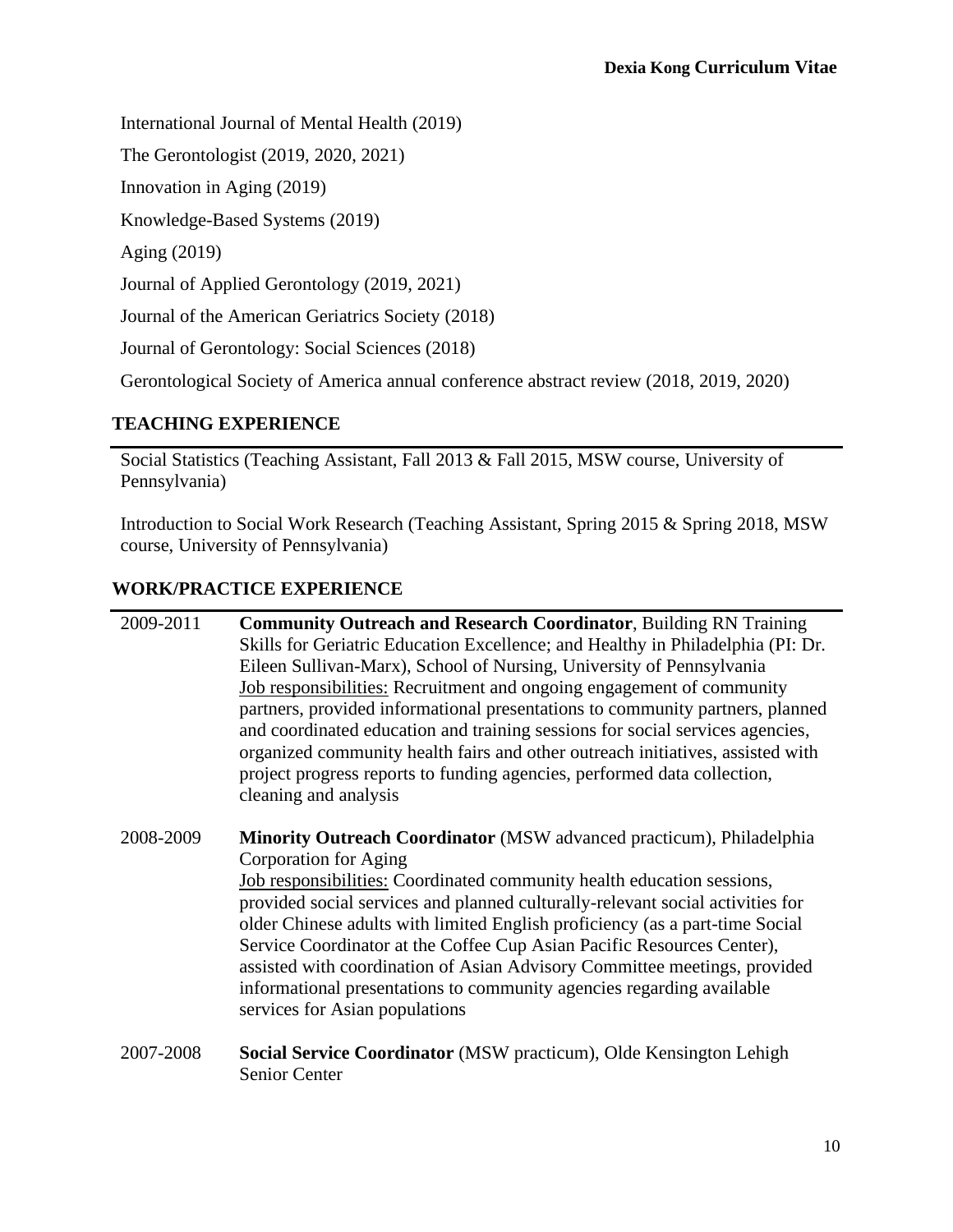International Journal of Mental Health (2019)

The Gerontologist (2019, 2020, 2021)

Innovation in Aging (2019)

Knowledge-Based Systems (2019)

Aging (2019)

Journal of Applied Gerontology (2019, 2021)

Journal of the American Geriatrics Society (2018)

Journal of Gerontology: Social Sciences (2018)

Gerontological Society of America annual conference abstract review (2018, 2019, 2020)

## TEACHING EXPERIENCE

Social Statistics (Teaching Assistant, Fall 2013 & Fall 2015, MSW course, University of Pennsylvania)

Introduction to Social Work Research (Teaching Assistant, Spring 2015 & Spring 2018, MSW course, University of Pennsylvania)

## WORK/PRACTICE EXPERIENCE

2009-2011 **Community Outreach and Research Coordinator**, Building RN Training Skills for Geriatric Education Excellence; and Healthy in Philadelphia (PI: Dr. Eileen Sullivan-Marx), School of Nursing, University of Pennsylvania
<u>Job responsibilities:</u> Recruitment and ongoing engagement of community partners, provided informational presentations to community partners, planned and coordinated education and training sessions for social services agencies, organized community health fairs and other outreach initiatives, assisted with project progress reports to funding agencies, performed data collection, cleaning and analysis

2008-2009 **Minority Outreach Coordinator** (MSW advanced practicum), Philadelphia Corporation for Aging
<u>Job responsibilities:</u> Coordinated community health education sessions, provided social services and planned culturally-relevant social activities for older Chinese adults with limited English proficiency (as a part-time Social Service Coordinator at the Coffee Cup Asian Pacific Resources Center), assisted with coordination of Asian Advisory Committee meetings, provided informational presentations to community agencies regarding available services for Asian populations

2007-2008 **Social Service Coordinator** (MSW practicum), Olde Kensington Lehigh Senior Center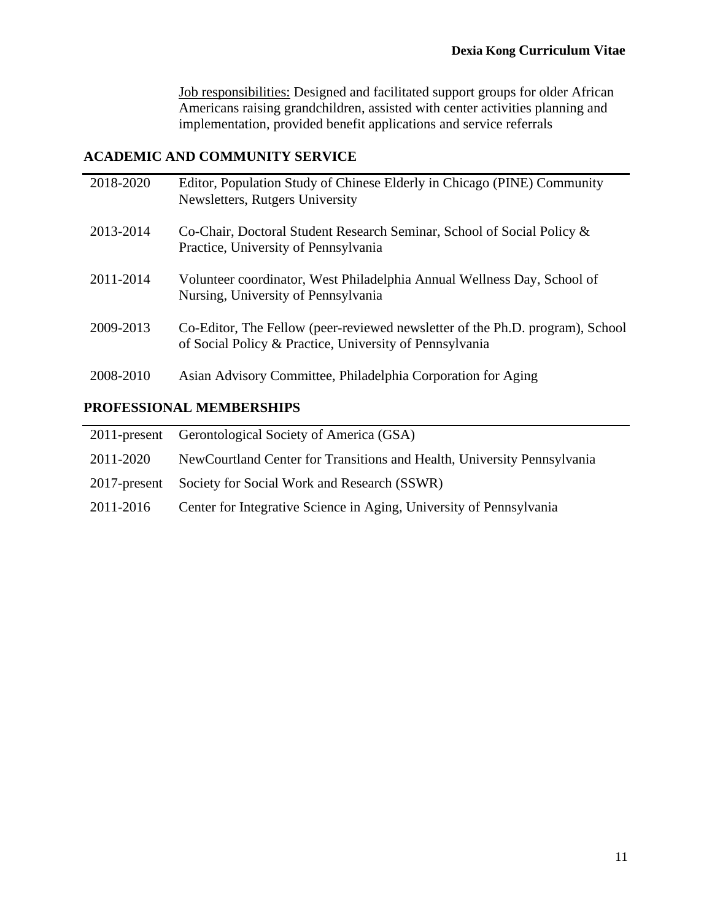<u>Job responsibilities:</u> Designed and facilitated support groups for older African Americans raising grandchildren, assisted with center activities planning and implementation, provided benefit applications and service referrals

## ACADEMIC AND COMMUNITY SERVICE

| | |
|---|---|
| 2018-2020 | Editor, Population Study of Chinese Elderly in Chicago (PINE) Community Newsletters, Rutgers University |
| 2013-2014 | Co-Chair, Doctoral Student Research Seminar, School of Social Policy & Practice, University of Pennsylvania |
| 2011-2014 | Volunteer coordinator, West Philadelphia Annual Wellness Day, School of Nursing, University of Pennsylvania |
| 2009-2013 | Co-Editor, The Fellow (peer-reviewed newsletter of the Ph.D. program), School of Social Policy & Practice, University of Pennsylvania |
| 2008-2010 | Asian Advisory Committee, Philadelphia Corporation for Aging |

## PROFESSIONAL MEMBERSHIPS

| | |
|---|---|
| 2011-present | Gerontological Society of America (GSA) |
| 2011-2020 | NewCourtland Center for Transitions and Health, University Pennsylvania |
| 2017-present | Society for Social Work and Research (SSWR) |
| 2011-2016 | Center for Integrative Science in Aging, University of Pennsylvania |